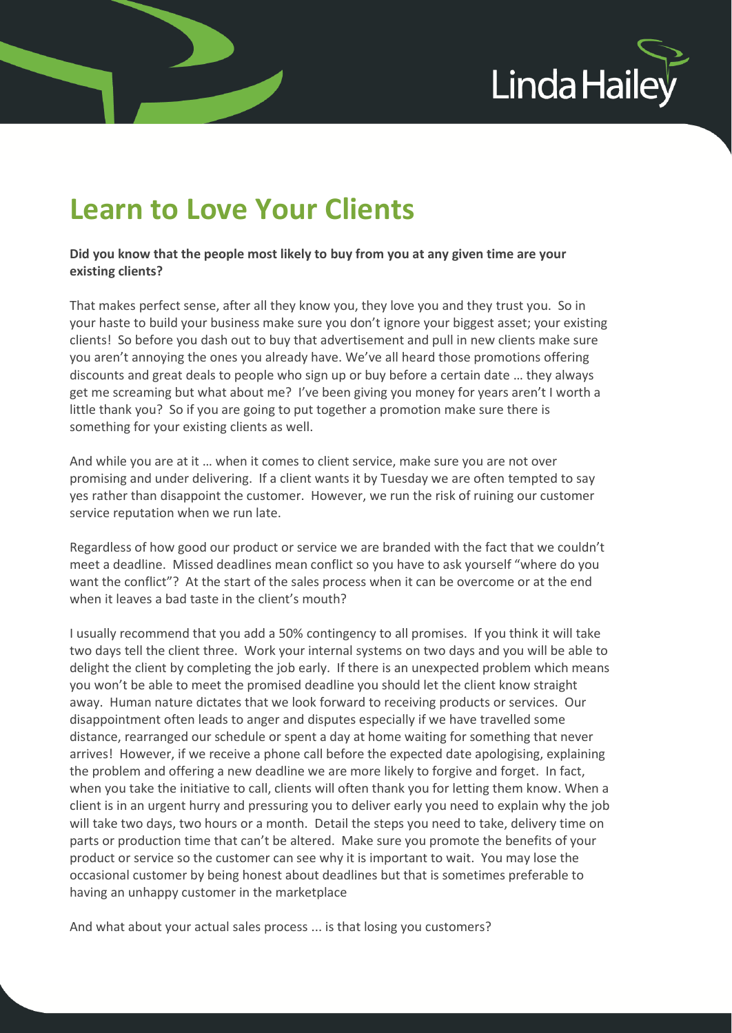# Learn to Love Your Clients

**Did you know that the people most likely to buy from you at any given time are your existing clients?**

That makes perfect sense, after all they know you, they love you and they trust you. So in your haste to build your business make sure you don't ignore your biggest asset; your existing clients! So before you dash out to buy that advertisement and pull in new clients make sure you aren't annoying the ones you already have. We've all heard those promotions offering discounts and great deals to people who sign up or buy before a certain date … they always get me screaming but what about me? I've been giving you money for years aren't I worth a little thank you? So if you are going to put together a promotion make sure there is something for your existing clients as well.

And while you are at it … when it comes to client service, make sure you are not over promising and under delivering. If a client wants it by Tuesday we are often tempted to say yes rather than disappoint the customer. However, we run the risk of ruining our customer service reputation when we run late.

Regardless of how good our product or service we are branded with the fact that we couldn't meet a deadline. Missed deadlines mean conflict so you have to ask yourself "where do you want the conflict"? At the start of the sales process when it can be overcome or at the end when it leaves a bad taste in the client's mouth?

I usually recommend that you add a 50% contingency to all promises. If you think it will take two days tell the client three. Work your internal systems on two days and you will be able to delight the client by completing the job early. If there is an unexpected problem which means you won't be able to meet the promised deadline you should let the client know straight away. Human nature dictates that we look forward to receiving products or services. Our disappointment often leads to anger and disputes especially if we have travelled some distance, rearranged our schedule or spent a day at home waiting for something that never arrives! However, if we receive a phone call before the expected date apologising, explaining the problem and offering a new deadline we are more likely to forgive and forget. In fact, when you take the initiative to call, clients will often thank you for letting them know. When a client is in an urgent hurry and pressuring you to deliver early you need to explain why the job will take two days, two hours or a month. Detail the steps you need to take, delivery time on parts or production time that can't be altered. Make sure you promote the benefits of your product or service so the customer can see why it is important to wait. You may lose the occasional customer by being honest about deadlines but that is sometimes preferable to having an unhappy customer in the marketplace

And what about your actual sales process ... is that losing you customers?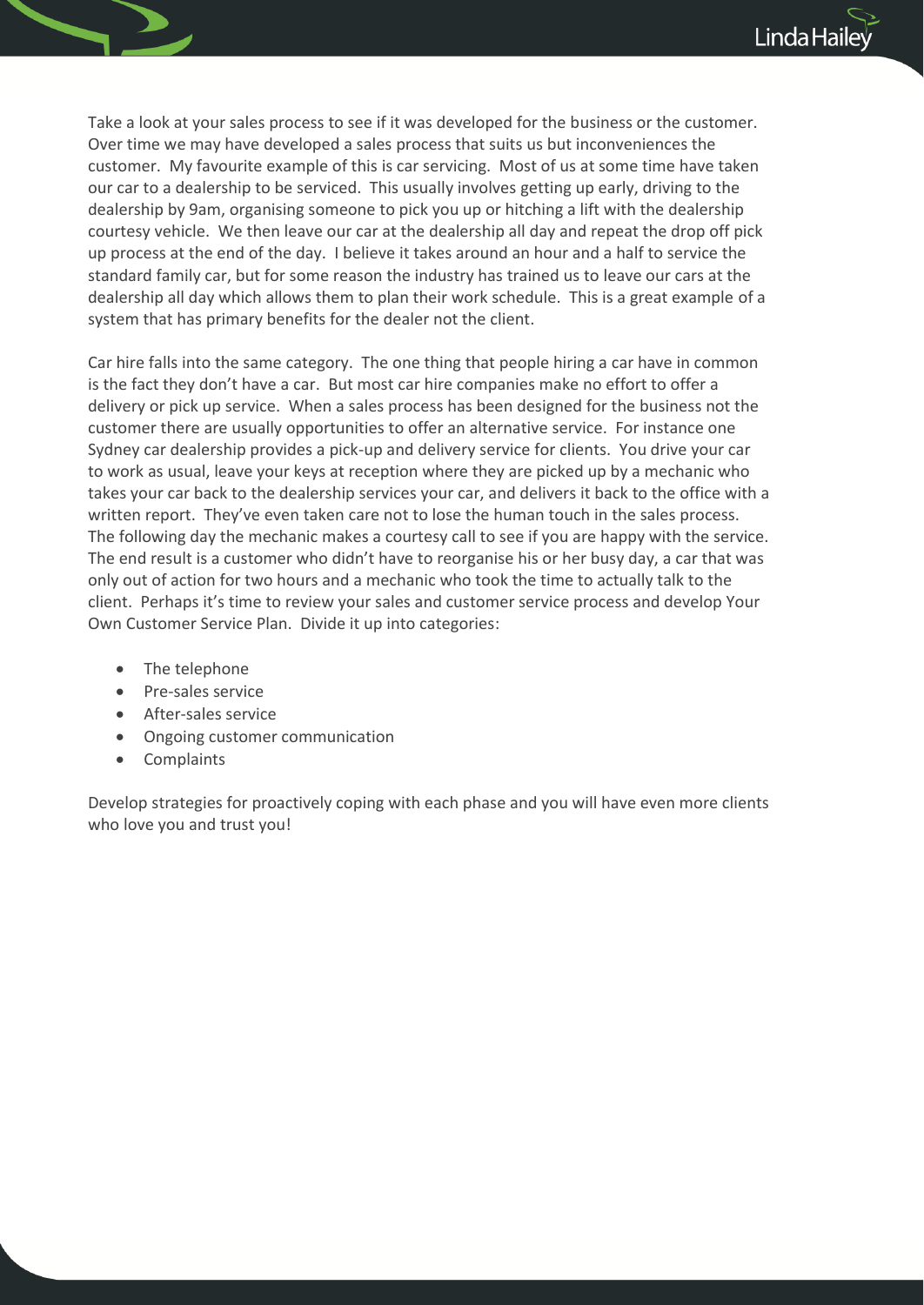Take a look at your sales process to see if it was developed for the business or the customer. Over time we may have developed a sales process that suits us but inconveniences the customer. My favourite example of this is car servicing. Most of us at some time have taken our car to a dealership to be serviced. This usually involves getting up early, driving to the dealership by 9am, organising someone to pick you up or hitching a lift with the dealership courtesy vehicle. We then leave our car at the dealership all day and repeat the drop off pick up process at the end of the day. I believe it takes around an hour and a half to service the standard family car, but for some reason the industry has trained us to leave our cars at the dealership all day which allows them to plan their work schedule. This is a great example of a system that has primary benefits for the dealer not the client.

Car hire falls into the same category. The one thing that people hiring a car have in common is the fact they don't have a car. But most car hire companies make no effort to offer a delivery or pick up service. When a sales process has been designed for the business not the customer there are usually opportunities to offer an alternative service. For instance one Sydney car dealership provides a pick-up and delivery service for clients. You drive your car to work as usual, leave your keys at reception where they are picked up by a mechanic who takes your car back to the dealership services your car, and delivers it back to the office with a written report. They've even taken care not to lose the human touch in the sales process. The following day the mechanic makes a courtesy call to see if you are happy with the service. The end result is a customer who didn't have to reorganise his or her busy day, a car that was only out of action for two hours and a mechanic who took the time to actually talk to the client. Perhaps it's time to review your sales and customer service process and develop Your Own Customer Service Plan. Divide it up into categories:

- The telephone
- Pre-sales service
- After-sales service
- Ongoing customer communication
- Complaints

Develop strategies for proactively coping with each phase and you will have even more clients who love you and trust you!